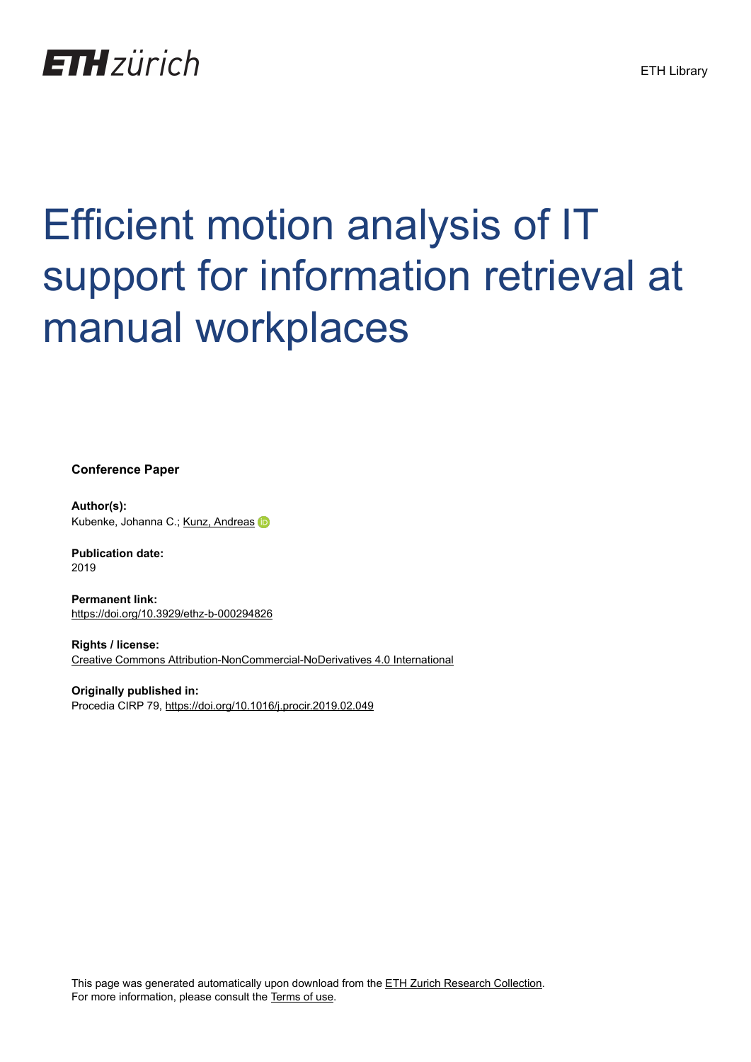ETH Library

# Efficient motion analysis of IT support for information retrieval at manual workplaces

**Conference Paper**

**Author(s):**
Kubenke, Johanna C.; Kunz, Andreas

**Publication date:**
2019

**Permanent link:**
https://doi.org/10.3929/ethz-b-000294826

**Rights / license:**
Creative Commons Attribution-NonCommercial-NoDerivatives 4.0 International

**Originally published in:**
Procedia CIRP 79, https://doi.org/10.1016/j.procir.2019.02.049

This page was generated automatically upon download from the ETH Zurich Research Collection.
For more information, please consult the Terms of use.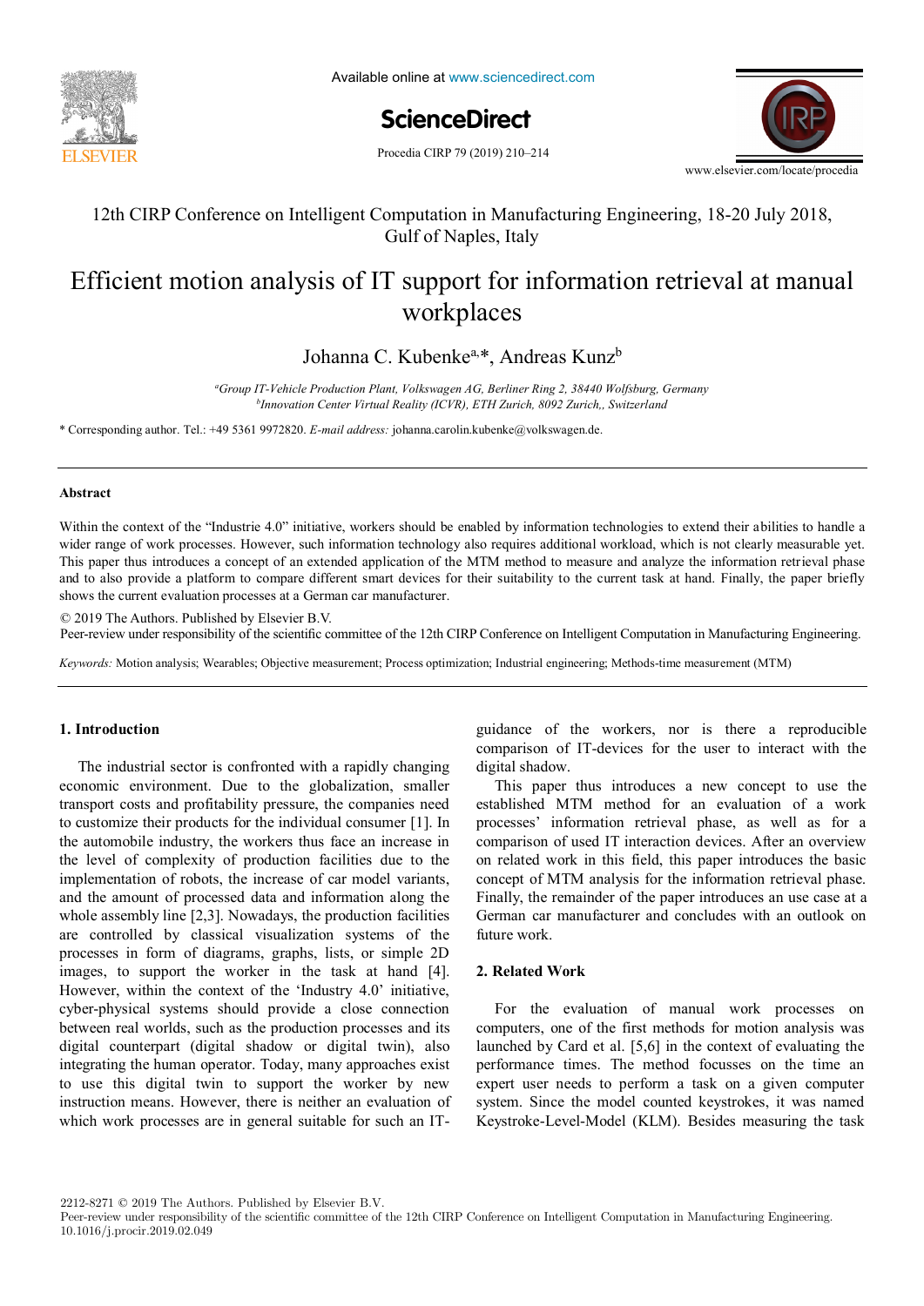# Efficient motion analysis of IT support for information retrieval at manual workplaces

Johanna C. Kubenke[a,*], Andreas Kunz[b]

[a]Group IT-Vehicle Production Plant, Volkswagen AG, Berliner Ring 2, 38440 Wolfsburg, Germany
[b]Innovation Center Virtual Reality (ICVR), ETH Zurich, 8092 Zurich,, Switzerland

\* Corresponding author. Tel.: +49 5361 9972820. *E-mail address:* johanna.carolin.kubenke@volkswagen.de.

12th CIRP Conference on Intelligent Computation in Manufacturing Engineering, 18-20 July 2018, Gulf of Naples, Italy

## Abstract

Within the context of the "Industrie 4.0" initiative, workers should be enabled by information technologies to extend their abilities to handle a wider range of work processes. However, such information technology also requires additional workload, which is not clearly measurable yet. This paper thus introduces a concept of an extended application of the MTM method to measure and analyze the information retrieval phase and to also provide a platform to compare different smart devices for their suitability to the current task at hand. Finally, the paper briefly shows the current evaluation processes at a German car manufacturer.

© 2019 The Authors. Published by Elsevier B.V.
Peer-review under responsibility of the scientific committee of the 12th CIRP Conference on Intelligent Computation in Manufacturing Engineering.

*Keywords:* Motion analysis; Wearables; Objective measurement; Process optimization; Industrial engineering; Methods-time measurement (MTM)

## 1. Introduction

The industrial sector is confronted with a rapidly changing economic environment. Due to the globalization, smaller transport costs and profitability pressure, the companies need to customize their products for the individual consumer [1]. In the automobile industry, the workers thus face an increase in the level of complexity of production facilities due to the implementation of robots, the increase of car model variants, and the amount of processed data and information along the whole assembly line [2,3]. Nowadays, the production facilities are controlled by classical visualization systems of the processes in form of diagrams, graphs, lists, or simple 2D images, to support the worker in the task at hand [4]. However, within the context of the 'Industry 4.0' initiative, cyber-physical systems should provide a close connection between real worlds, such as the production processes and its digital counterpart (digital shadow or digital twin), also integrating the human operator. Today, many approaches exist to use this digital twin to support the worker by new instruction means. However, there is neither an evaluation of which work processes are in general suitable for such an IT-guidance of the workers, nor is there a reproducible comparison of IT-devices for the user to interact with the digital shadow.

This paper thus introduces a new concept to use the established MTM method for an evaluation of a work processes' information retrieval phase, as well as for a comparison of used IT interaction devices. After an overview on related work in this field, this paper introduces the basic concept of MTM analysis for the information retrieval phase. Finally, the remainder of the paper introduces an use case at a German car manufacturer and concludes with an outlook on future work.

## 2. Related Work

For the evaluation of manual work processes on computers, one of the first methods for motion analysis was launched by Card et al. [5,6] in the context of evaluating the performance times. The method focusses on the time an expert user needs to perform a task on a given computer system. Since the model counted keystrokes, it was named Keystroke-Level-Model (KLM). Besides measuring the task

2212-8271 © 2019 The Authors. Published by Elsevier B.V.
Peer-review under responsibility of the scientific committee of the 12th CIRP Conference on Intelligent Computation in Manufacturing Engineering.
10.1016/j.procir.2019.02.049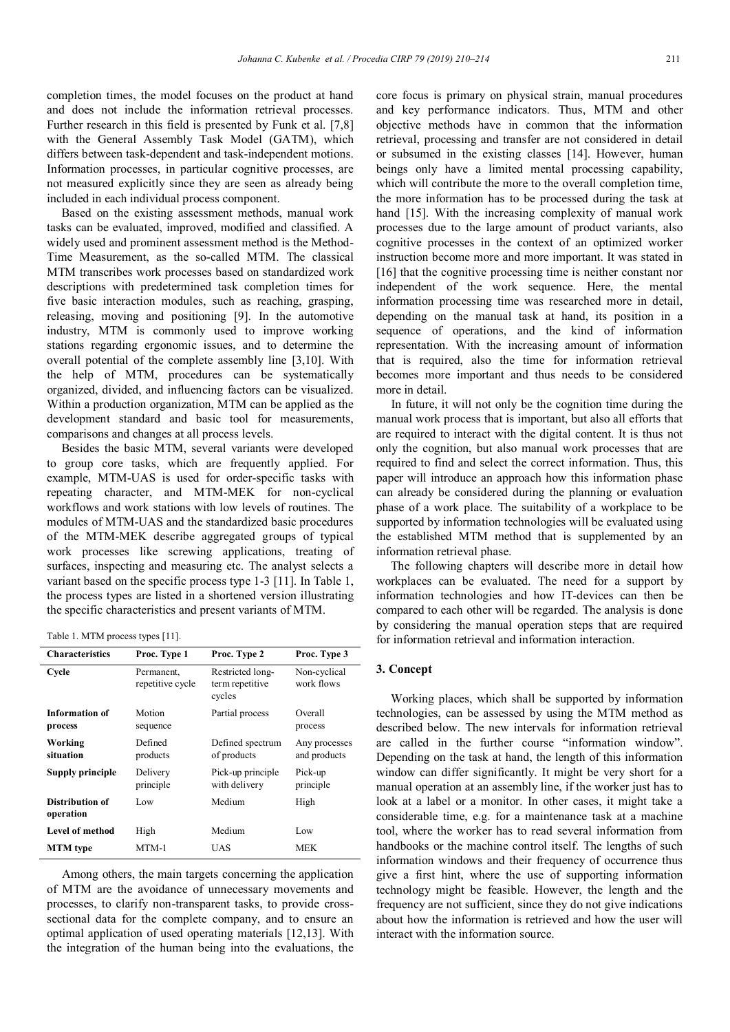completion times, the model focuses on the product at hand and does not include the information retrieval processes. Further research in this field is presented by Funk et al. [7,8] with the General Assembly Task Model (GATM), which differs between task-dependent and task-independent motions. Information processes, in particular cognitive processes, are not measured explicitly since they are seen as already being included in each individual process component.

Based on the existing assessment methods, manual work tasks can be evaluated, improved, modified and classified. A widely used and prominent assessment method is the Method-Time Measurement, as the so-called MTM. The classical MTM transcribes work processes based on standardized work descriptions with predetermined task completion times for five basic interaction modules, such as reaching, grasping, releasing, moving and positioning [9]. In the automotive industry, MTM is commonly used to improve working stations regarding ergonomic issues, and to determine the overall potential of the complete assembly line [3,10]. With the help of MTM, procedures can be systematically organized, divided, and influencing factors can be visualized. Within a production organization, MTM can be applied as the development standard and basic tool for measurements, comparisons and changes at all process levels.

Besides the basic MTM, several variants were developed to group core tasks, which are frequently applied. For example, MTM-UAS is used for order-specific tasks with repeating character, and MTM-MEK for non-cyclical workflows and work stations with low levels of routines. The modules of MTM-UAS and the standardized basic procedures of the MTM-MEK describe aggregated groups of typical work processes like screwing applications, treating of surfaces, inspecting and measuring etc. The analyst selects a variant based on the specific process type 1-3 [11]. In Table 1, the process types are listed in a shortened version illustrating the specific characteristics and present variants of MTM.

Table 1. MTM process types [11].

| Characteristics | Proc. Type 1 | Proc. Type 2 | Proc. Type 3 |
|---|---|---|---|
| **Cycle** | Permanent, repetitive cycle | Restricted long-term repetitive cycles | Non-cyclical work flows |
| **Information of process** | Motion sequence | Partial process | Overall process |
| **Working situation** | Defined products | Defined spectrum of products | Any processes and products |
| **Supply principle** | Delivery principle | Pick-up principle with delivery | Pick-up principle |
| **Distribution of operation** | Low | Medium | High |
| **Level of method** | High | Medium | Low |
| **MTM type** | MTM-1 | UAS | MEK |

Among others, the main targets concerning the application of MTM are the avoidance of unnecessary movements and processes, to clarify non-transparent tasks, to provide cross-sectional data for the complete company, and to ensure an optimal application of used operating materials [12,13]. With the integration of the human being into the evaluations, the core focus is primary on physical strain, manual procedures and key performance indicators. Thus, MTM and other objective methods have in common that the information retrieval, processing and transfer are not considered in detail or subsumed in the existing classes [14]. However, human beings only have a limited mental processing capability, which will contribute the more to the overall completion time, the more information has to be processed during the task at hand [15]. With the increasing complexity of manual work processes due to the large amount of product variants, also cognitive processes in the context of an optimized worker instruction become more and more important. It was stated in [16] that the cognitive processing time is neither constant nor independent of the work sequence. Here, the mental information processing time was researched more in detail, depending on the manual task at hand, its position in a sequence of operations, and the kind of information representation. With the increasing amount of information that is required, also the time for information retrieval becomes more important and thus needs to be considered more in detail.

In future, it will not only be the cognition time during the manual work process that is important, but also all efforts that are required to interact with the digital content. It is thus not only the cognition, but also manual work processes that are required to find and select the correct information. Thus, this paper will introduce an approach how this information phase can already be considered during the planning or evaluation phase of a work place. The suitability of a workplace to be supported by information technologies will be evaluated using the established MTM method that is supplemented by an information retrieval phase.

The following chapters will describe more in detail how workplaces can be evaluated. The need for a support by information technologies and how IT-devices can then be compared to each other will be regarded. The analysis is done by considering the manual operation steps that are required for information retrieval and information interaction.

## 3. Concept

Working places, which shall be supported by information technologies, can be assessed by using the MTM method as described below. The new intervals for information retrieval are called in the further course "information window". Depending on the task at hand, the length of this information window can differ significantly. It might be very short for a manual operation at an assembly line, if the worker just has to look at a label or a monitor. In other cases, it might take a considerable time, e.g. for a maintenance task at a machine tool, where the worker has to read several information from handbooks or the machine control itself. The lengths of such information windows and their frequency of occurrence thus give a first hint, where the use of supporting information technology might be feasible. However, the length and the frequency are not sufficient, since they do not give indications about how the information is retrieved and how the user will interact with the information source.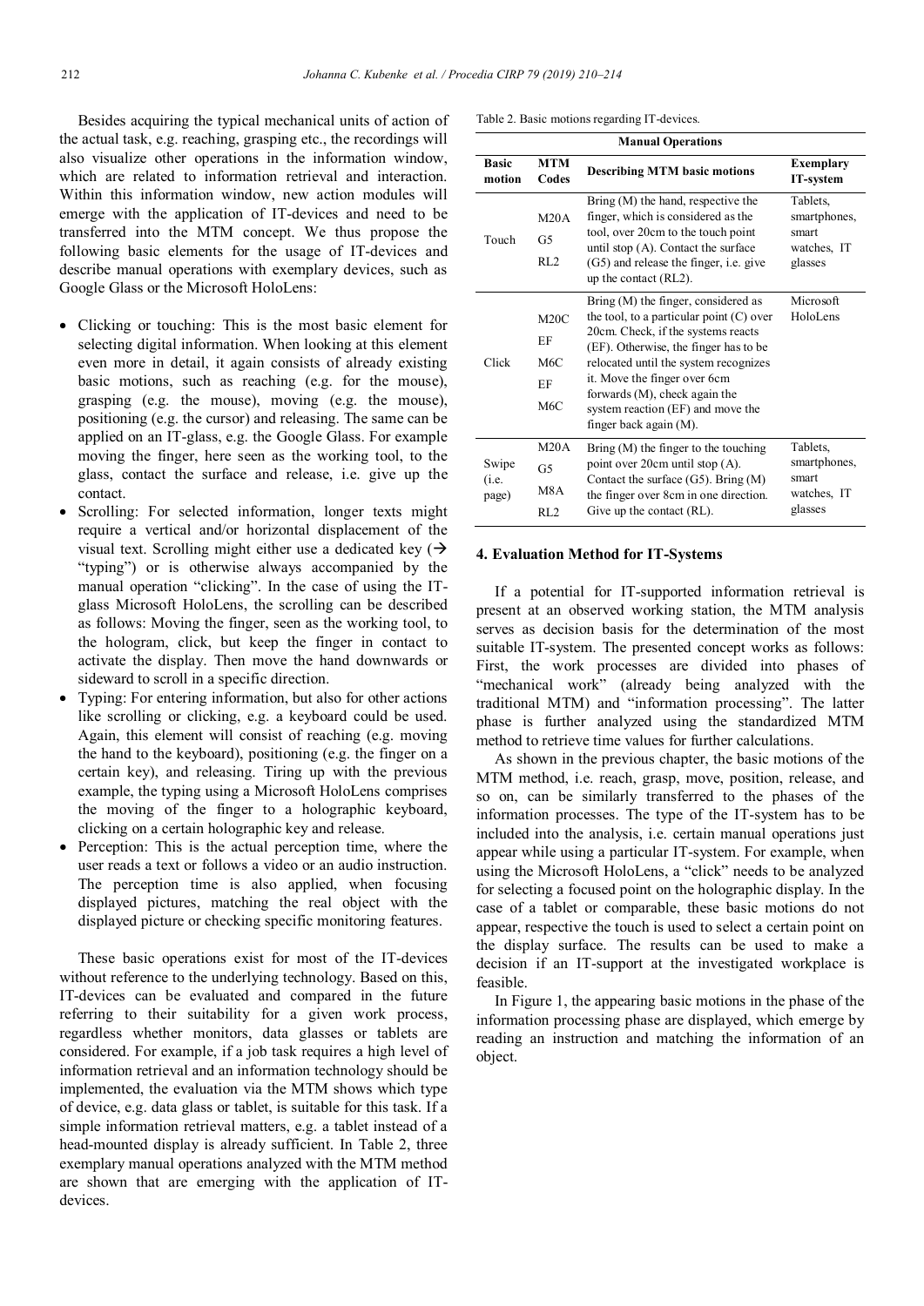Besides acquiring the typical mechanical units of action of the actual task, e.g. reaching, grasping etc., the recordings will also visualize other operations in the information window, which are related to information retrieval and interaction. Within this information window, new action modules will emerge with the application of IT-devices and need to be transferred into the MTM concept. We thus propose the following basic elements for the usage of IT-devices and describe manual operations with exemplary devices, such as Google Glass or the Microsoft HoloLens:

- Clicking or touching: This is the most basic element for selecting digital information. When looking at this element even more in detail, it again consists of already existing basic motions, such as reaching (e.g. for the mouse), grasping (e.g. the mouse), moving (e.g. the mouse), positioning (e.g. the cursor) and releasing. The same can be applied on an IT-glass, e.g. the Google Glass. For example moving the finger, here seen as the working tool, to the glass, contact the surface and release, i.e. give up the contact.
- Scrolling: For selected information, longer texts might require a vertical and/or horizontal displacement of the visual text. Scrolling might either use a dedicated key (→ "typing") or is otherwise always accompanied by the manual operation "clicking". In the case of using the IT-glass Microsoft HoloLens, the scrolling can be described as follows: Moving the finger, seen as the working tool, to the hologram, click, but keep the finger in contact to activate the display. Then move the hand downwards or sideward to scroll in a specific direction.
- Typing: For entering information, but also for other actions like scrolling or clicking, e.g. a keyboard could be used. Again, this element will consist of reaching (e.g. moving the hand to the keyboard), positioning (e.g. the finger on a certain key), and releasing. Tiring up with the previous example, the typing using a Microsoft HoloLens comprises the moving of the finger to a holographic keyboard, clicking on a certain holographic key and release.
- Perception: This is the actual perception time, where the user reads a text or follows a video or an audio instruction. The perception time is also applied, when focusing displayed pictures, matching the real object with the displayed picture or checking specific monitoring features.

These basic operations exist for most of the IT-devices without reference to the underlying technology. Based on this, IT-devices can be evaluated and compared in the future referring to their suitability for a given work process, regardless whether monitors, data glasses or tablets are considered. For example, if a job task requires a high level of information retrieval and an information technology should be implemented, the evaluation via the MTM shows which type of device, e.g. data glass or tablet, is suitable for this task. If a simple information retrieval matters, e.g. a tablet instead of a head-mounted display is already sufficient. In Table 2, three exemplary manual operations analyzed with the MTM method are shown that are emerging with the application of IT-devices.

Table 2. Basic motions regarding IT-devices.

| Manual Operations | | | |
|---|---|---|---|
| **Basic motion** | **MTM Codes** | **Describing MTM basic motions** | **Exemplary IT-system** |
| Touch | M20A<br>G5<br>RL2 | Bring (M) the hand, respective the finger, which is considered as the tool, over 20cm to the touch point until stop (A). Contact the surface (G5) and release the finger, i.e. give up the contact (RL2). | Tablets, smartphones, smart watches, IT glasses |
| Click | M20C<br>EF<br>M6C<br>EF<br>M6C | Bring (M) the finger, considered as the tool, to a particular point (C) over 20cm. Check, if the systems reacts (EF). Otherwise, the finger has to be relocated until the system recognizes it. Move the finger over 6cm forwards (M), check again the system reaction (EF) and move the finger back again (M). | Microsoft HoloLens |
| Swipe (i.e. page) | M20A<br>G5<br>M8A<br>RL2 | Bring (M) the finger to the touching point over 20cm until stop (A). Contact the surface (G5). Bring (M) the finger over 8cm in one direction. Give up the contact (RL). | Tablets, smartphones, smart watches, IT glasses |

## 4. Evaluation Method for IT-Systems

If a potential for IT-supported information retrieval is present at an observed working station, the MTM analysis serves as decision basis for the determination of the most suitable IT-system. The presented concept works as follows: First, the work processes are divided into phases of "mechanical work" (already being analyzed with the traditional MTM) and "information processing". The latter phase is further analyzed using the standardized MTM method to retrieve time values for further calculations.

As shown in the previous chapter, the basic motions of the MTM method, i.e. reach, grasp, move, position, release, and so on, can be similarly transferred to the phases of the information processes. The type of the IT-system has to be included into the analysis, i.e. certain manual operations just appear while using a particular IT-system. For example, when using the Microsoft HoloLens, a "click" needs to be analyzed for selecting a focused point on the holographic display. In the case of a tablet or comparable, these basic motions do not appear, respective the touch is used to select a certain point on the display surface. The results can be used to make a decision if an IT-support at the investigated workplace is feasible.

In Figure 1, the appearing basic motions in the phase of the information processing phase are displayed, which emerge by reading an instruction and matching the information of an object.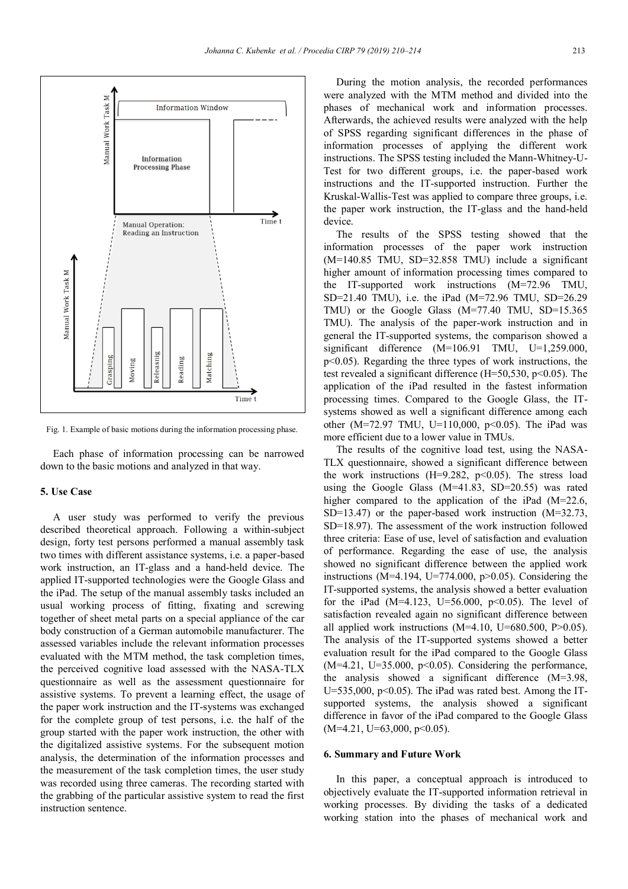Information Window

Information Processing Phase

Manual Work Task M

Time t

Manual Operation: Reading an Instruction

Manual Work Task M

Grasping

Moving

Releasnig

Reading

Matching

Time t

Fig. 1. Example of basic motions during the information processing phase.

Each phase of information processing can be narrowed down to the basic motions and analyzed in that way.

## 5. Use Case

A user study was performed to verify the previous described theoretical approach. Following a within-subject design, forty test persons performed a manual assembly task two times with different assistance systems, i.e. a paper-based work instruction, an IT-glass and a hand-held device. The applied IT-supported technologies were the Google Glass and the iPad. The setup of the manual assembly tasks included an usual working process of fitting, fixating and screwing together of sheet metal parts on a special appliance of the car body construction of a German automobile manufacturer. The assessed variables include the relevant information processes evaluated with the MTM method, the task completion times, the perceived cognitive load assessed with the NASA-TLX questionnaire as well as the assessment questionnaire for assistive systems. To prevent a learning effect, the usage of the paper work instruction and the IT-systems was exchanged for the complete group of test persons, i.e. the half of the group started with the paper work instruction, the other with the digitalized assistive systems. For the subsequent motion analysis, the determination of the information processes and the measurement of the task completion times, the user study was recorded using three cameras. The recording started with the grabbing of the particular assistive system to read the first instruction sentence.

During the motion analysis, the recorded performances were analyzed with the MTM method and divided into the phases of mechanical work and information processes. Afterwards, the achieved results were analyzed with the help of SPSS regarding significant differences in the phase of information processes of applying the different work instructions. The SPSS testing included the Mann-Whitney-U-Test for two different groups, i.e. the paper-based work instructions and the IT-supported instruction. Further the Kruskal-Wallis-Test was applied to compare three groups, i.e. the paper work instruction, the IT-glass and the hand-held device.

The results of the SPSS testing showed that the information processes of the paper work instruction (M=140.85 TMU, SD=32.858 TMU) include a significant higher amount of information processing times compared to the IT-supported work instructions (M=72.96 TMU, SD=21.40 TMU), i.e. the iPad (M=72.96 TMU, SD=26.29 TMU) or the Google Glass (M=77.40 TMU, SD=15.365 TMU). The analysis of the paper-work instruction and in general the IT-supported systems, the comparison showed a significant difference (M=106.91 TMU, U=1,259.000, $p<0.05$). Regarding the three types of work instructions, the test revealed a significant difference (H=50,530, $p<0.05$). The application of the iPad resulted in the fastest information processing times. Compared to the Google Glass, the IT-systems showed as well a significant difference among each other (M=72.97 TMU, U=110,000, $p<0.05$). The iPad was more efficient due to a lower value in TMUs.

The results of the cognitive load test, using the NASA-TLX questionnaire, showed a significant difference between the work instructions (H=9.282, $p<0.05$). The stress load using the Google Glass (M=41.83, SD=20.55) was rated higher compared to the application of the iPad (M=22.6, SD=13.47) or the paper-based work instruction (M=32.73, SD=18.97). The assessment of the work instruction followed three criteria: Ease of use, level of satisfaction and evaluation of performance. Regarding the ease of use, the analysis showed no significant difference between the applied work instructions (M=4.194, U=774.000, $p>0.05$). Considering the IT-supported systems, the analysis showed a better evaluation for the iPad (M=4.123, U=56.000, $p<0.05$). The level of satisfaction revealed again no significant difference between all applied work instructions (M=4.10, U=680.500, $P>0.05$). The analysis of the IT-supported systems showed a better evaluation result for the iPad compared to the Google Glass (M=4.21, U=35.000, $p<0.05$). Considering the performance, the analysis showed a significant difference (M=3.98, U=535,000, $p<0.05$). The iPad was rated best. Among the IT-supported systems, the analysis showed a significant difference in favor of the iPad compared to the Google Glass (M=4.21, U=63,000, $p<0.05$).

## 6. Summary and Future Work

In this paper, a conceptual approach is introduced to objectively evaluate the IT-supported information retrieval in working processes. By dividing the tasks of a dedicated working station into the phases of mechanical work and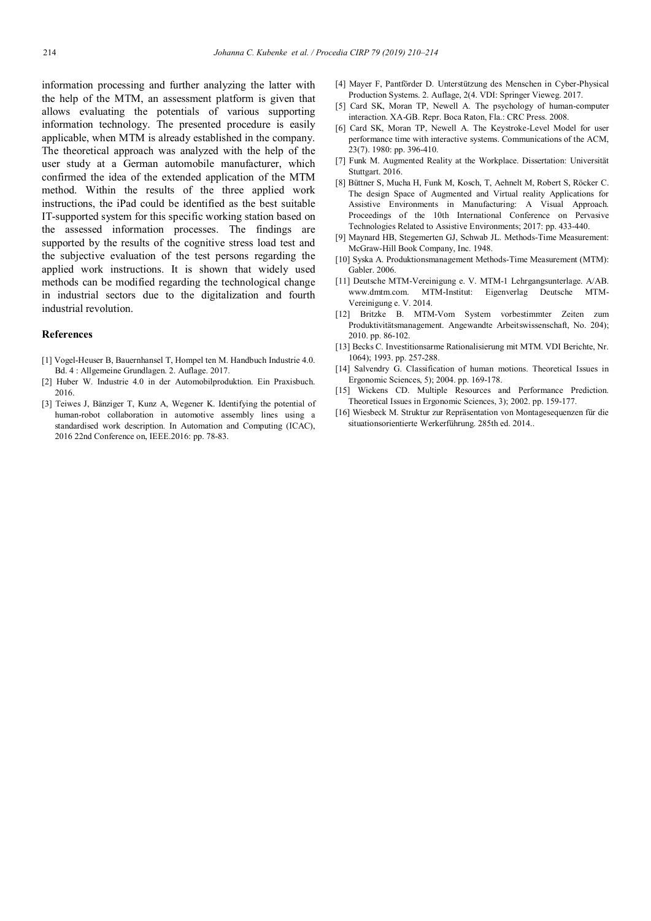information processing and further analyzing the latter with the help of the MTM, an assessment platform is given that allows evaluating the potentials of various supporting information technology. The presented procedure is easily applicable, when MTM is already established in the company. The theoretical approach was analyzed with the help of the user study at a German automobile manufacturer, which confirmed the idea of the extended application of the MTM method. Within the results of the three applied work instructions, the iPad could be identified as the best suitable IT-supported system for this specific working station based on the assessed information processes. The findings are supported by the results of the cognitive stress load test and the subjective evaluation of the test persons regarding the applied work instructions. It is shown that widely used methods can be modified regarding the technological change in industrial sectors due to the digitalization and fourth industrial revolution.

## References

[1] Vogel-Heuser B, Bauernhansel T, Hompel ten M. Handbuch Industrie 4.0. Bd. 4 : Allgemeine Grundlagen. 2. Auflage. 2017.

[2] Huber W. Industrie 4.0 in der Automobilproduktion. Ein Praxisbuch. 2016.

[3] Teiwes J, Bänziger T, Kunz A, Wegener K. Identifying the potential of human-robot collaboration in automotive assembly lines using a standardised work description. In Automation and Computing (ICAC), 2016 22nd Conference on, IEEE.2016: pp. 78-83.

[4] Mayer F, Pantförder D. Unterstützung des Menschen in Cyber-Physical Production Systems. 2. Auflage, 2(4. VDI: Springer Vieweg. 2017.

[5] Card SK, Moran TP, Newell A. The psychology of human-computer interaction. XA-GB. Repr. Boca Raton, Fla.: CRC Press. 2008.

[6] Card SK, Moran TP, Newell A. The Keystroke-Level Model for user performance time with interactive systems. Communications of the ACM, 23(7). 1980: pp. 396-410.

[7] Funk M. Augmented Reality at the Workplace. Dissertation: Universität Stuttgart. 2016.

[8] Büttner S, Mucha H, Funk M, Kosch, T, Aehnelt M, Robert S, Röcker C. The design Space of Augmented and Virtual reality Applications for Assistive Environments in Manufacturing: A Visual Approach. Proceedings of the 10th International Conference on Pervasive Technologies Related to Assistive Environments; 2017: pp. 433-440.

[9] Maynard HB, Stegemerten GJ, Schwab JL. Methods-Time Measurement: McGraw-Hill Book Company, Inc. 1948.

[10] Syska A. Produktionsmanagement Methods-Time Measurement (MTM): Gabler. 2006.

[11] Deutsche MTM-Vereinigung e. V. MTM-1 Lehrgangsunterlage. A/AB. www.dmtm.com. MTM-Institut: Eigenverlag Deutsche MTM-Vereinigung e. V. 2014.

[12] Britzke B. MTM-Vom System vorbestimmter Zeiten zum Produktivitätsmanagement. Angewandte Arbeitswissenschaft, No. 204); 2010. pp. 86-102.

[13] Becks C. Investitionsarme Rationalisierung mit MTM. VDI Berichte, Nr. 1064); 1993. pp. 257-288.

[14] Salvendry G. Classification of human motions. Theoretical Issues in Ergonomic Sciences, 5); 2004. pp. 169-178.

[15] Wickens CD. Multiple Resources and Performance Prediction. Theoretical Issues in Ergonomic Sciences, 3); 2002. pp. 159-177.

[16] Wiesbeck M. Struktur zur Repräsentation von Montagesequenzen für die situationsorientierte Werkerführung. 285th ed. 2014..